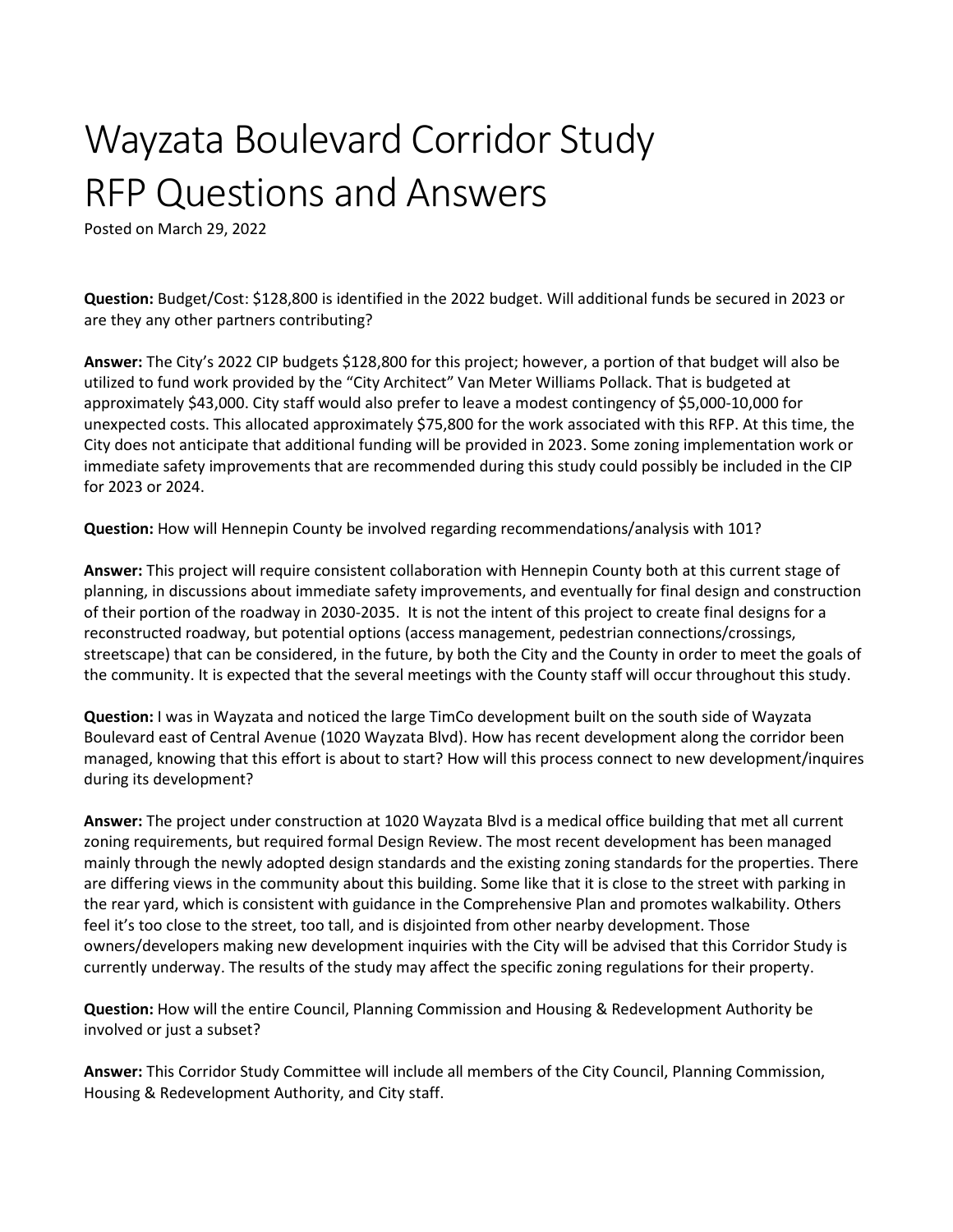# Wayzata Boulevard Corridor Study
# RFP Questions and Answers

Posted on March 29, 2022

**Question:** Budget/Cost: $128,800 is identified in the 2022 budget. Will additional funds be secured in 2023 or are they any other partners contributing?

**Answer:** The City's 2022 CIP budgets $128,800 for this project; however, a portion of that budget will also be utilized to fund work provided by the "City Architect" Van Meter Williams Pollack. That is budgeted at approximately $43,000. City staff would also prefer to leave a modest contingency of $5,000-10,000 for unexpected costs. This allocated approximately $75,800 for the work associated with this RFP. At this time, the City does not anticipate that additional funding will be provided in 2023. Some zoning implementation work or immediate safety improvements that are recommended during this study could possibly be included in the CIP for 2023 or 2024.

**Question:** How will Hennepin County be involved regarding recommendations/analysis with 101?

**Answer:** This project will require consistent collaboration with Hennepin County both at this current stage of planning, in discussions about immediate safety improvements, and eventually for final design and construction of their portion of the roadway in 2030-2035. It is not the intent of this project to create final designs for a reconstructed roadway, but potential options (access management, pedestrian connections/crossings, streetscape) that can be considered, in the future, by both the City and the County in order to meet the goals of the community. It is expected that the several meetings with the County staff will occur throughout this study.

**Question:** I was in Wayzata and noticed the large TimCo development built on the south side of Wayzata Boulevard east of Central Avenue (1020 Wayzata Blvd). How has recent development along the corridor been managed, knowing that this effort is about to start? How will this process connect to new development/inquires during its development?

**Answer:** The project under construction at 1020 Wayzata Blvd is a medical office building that met all current zoning requirements, but required formal Design Review. The most recent development has been managed mainly through the newly adopted design standards and the existing zoning standards for the properties. There are differing views in the community about this building. Some like that it is close to the street with parking in the rear yard, which is consistent with guidance in the Comprehensive Plan and promotes walkability. Others feel it's too close to the street, too tall, and is disjointed from other nearby development. Those owners/developers making new development inquiries with the City will be advised that this Corridor Study is currently underway. The results of the study may affect the specific zoning regulations for their property.

**Question:** How will the entire Council, Planning Commission and Housing & Redevelopment Authority be involved or just a subset?

**Answer:** This Corridor Study Committee will include all members of the City Council, Planning Commission, Housing & Redevelopment Authority, and City staff.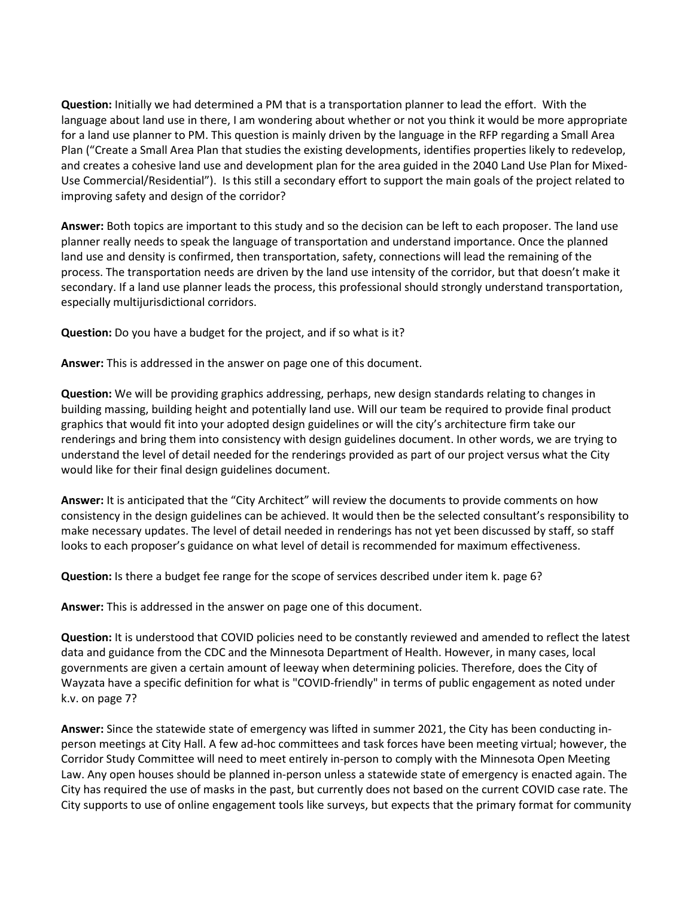**Question:** Initially we had determined a PM that is a transportation planner to lead the effort. With the language about land use in there, I am wondering about whether or not you think it would be more appropriate for a land use planner to PM. This question is mainly driven by the language in the RFP regarding a Small Area Plan ("Create a Small Area Plan that studies the existing developments, identifies properties likely to redevelop, and creates a cohesive land use and development plan for the area guided in the 2040 Land Use Plan for Mixed-Use Commercial/Residential"). Is this still a secondary effort to support the main goals of the project related to improving safety and design of the corridor?

**Answer:** Both topics are important to this study and so the decision can be left to each proposer. The land use planner really needs to speak the language of transportation and understand importance. Once the planned land use and density is confirmed, then transportation, safety, connections will lead the remaining of the process. The transportation needs are driven by the land use intensity of the corridor, but that doesn't make it secondary. If a land use planner leads the process, this professional should strongly understand transportation, especially multijurisdictional corridors.

**Question:** Do you have a budget for the project, and if so what is it?

**Answer:** This is addressed in the answer on page one of this document.

**Question:** We will be providing graphics addressing, perhaps, new design standards relating to changes in building massing, building height and potentially land use. Will our team be required to provide final product graphics that would fit into your adopted design guidelines or will the city's architecture firm take our renderings and bring them into consistency with design guidelines document. In other words, we are trying to understand the level of detail needed for the renderings provided as part of our project versus what the City would like for their final design guidelines document.

**Answer:** It is anticipated that the "City Architect" will review the documents to provide comments on how consistency in the design guidelines can be achieved. It would then be the selected consultant's responsibility to make necessary updates. The level of detail needed in renderings has not yet been discussed by staff, so staff looks to each proposer's guidance on what level of detail is recommended for maximum effectiveness.

**Question:** Is there a budget fee range for the scope of services described under item k. page 6?

**Answer:** This is addressed in the answer on page one of this document.

**Question:** It is understood that COVID policies need to be constantly reviewed and amended to reflect the latest data and guidance from the CDC and the Minnesota Department of Health. However, in many cases, local governments are given a certain amount of leeway when determining policies. Therefore, does the City of Wayzata have a specific definition for what is "COVID-friendly" in terms of public engagement as noted under k.v. on page 7?

**Answer:** Since the statewide state of emergency was lifted in summer 2021, the City has been conducting in-person meetings at City Hall. A few ad-hoc committees and task forces have been meeting virtual; however, the Corridor Study Committee will need to meet entirely in-person to comply with the Minnesota Open Meeting Law. Any open houses should be planned in-person unless a statewide state of emergency is enacted again. The City has required the use of masks in the past, but currently does not based on the current COVID case rate. The City supports to use of online engagement tools like surveys, but expects that the primary format for community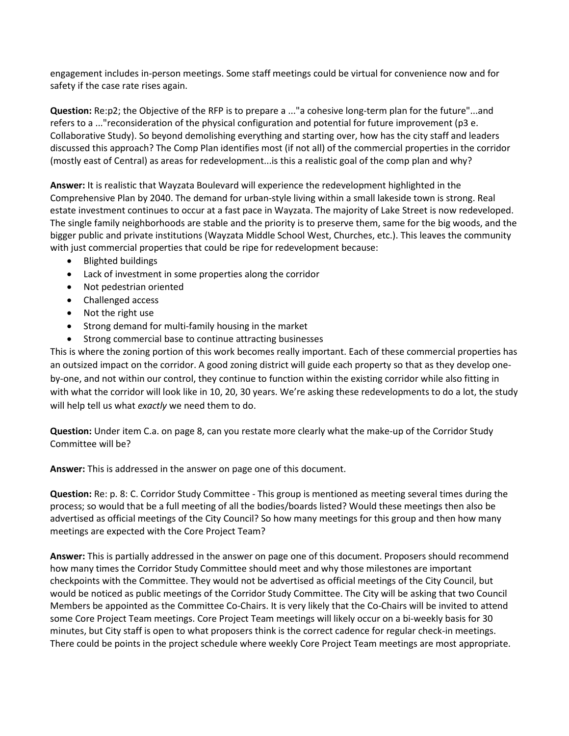engagement includes in-person meetings. Some staff meetings could be virtual for convenience now and for safety if the case rate rises again.

**Question:** Re:p2; the Objective of the RFP is to prepare a ..."a cohesive long-term plan for the future"...and refers to a ..."reconsideration of the physical configuration and potential for future improvement (p3 e. Collaborative Study). So beyond demolishing everything and starting over, how has the city staff and leaders discussed this approach? The Comp Plan identifies most (if not all) of the commercial properties in the corridor (mostly east of Central) as areas for redevelopment...is this a realistic goal of the comp plan and why?

**Answer:** It is realistic that Wayzata Boulevard will experience the redevelopment highlighted in the Comprehensive Plan by 2040. The demand for urban-style living within a small lakeside town is strong. Real estate investment continues to occur at a fast pace in Wayzata. The majority of Lake Street is now redeveloped. The single family neighborhoods are stable and the priority is to preserve them, same for the big woods, and the bigger public and private institutions (Wayzata Middle School West, Churches, etc.). This leaves the community with just commercial properties that could be ripe for redevelopment because:

- Blighted buildings
- Lack of investment in some properties along the corridor
- Not pedestrian oriented
- Challenged access
- Not the right use
- Strong demand for multi-family housing in the market
- Strong commercial base to continue attracting businesses

This is where the zoning portion of this work becomes really important. Each of these commercial properties has an outsized impact on the corridor. A good zoning district will guide each property so that as they develop one-by-one, and not within our control, they continue to function within the existing corridor while also fitting in with what the corridor will look like in 10, 20, 30 years. We're asking these redevelopments to do a lot, the study will help tell us what *exactly* we need them to do.

**Question:** Under item C.a. on page 8, can you restate more clearly what the make-up of the Corridor Study Committee will be?

**Answer:** This is addressed in the answer on page one of this document.

**Question:** Re: p. 8: C. Corridor Study Committee - This group is mentioned as meeting several times during the process; so would that be a full meeting of all the bodies/boards listed? Would these meetings then also be advertised as official meetings of the City Council? So how many meetings for this group and then how many meetings are expected with the Core Project Team?

**Answer:** This is partially addressed in the answer on page one of this document. Proposers should recommend how many times the Corridor Study Committee should meet and why those milestones are important checkpoints with the Committee. They would not be advertised as official meetings of the City Council, but would be noticed as public meetings of the Corridor Study Committee. The City will be asking that two Council Members be appointed as the Committee Co-Chairs. It is very likely that the Co-Chairs will be invited to attend some Core Project Team meetings. Core Project Team meetings will likely occur on a bi-weekly basis for 30 minutes, but City staff is open to what proposers think is the correct cadence for regular check-in meetings. There could be points in the project schedule where weekly Core Project Team meetings are most appropriate.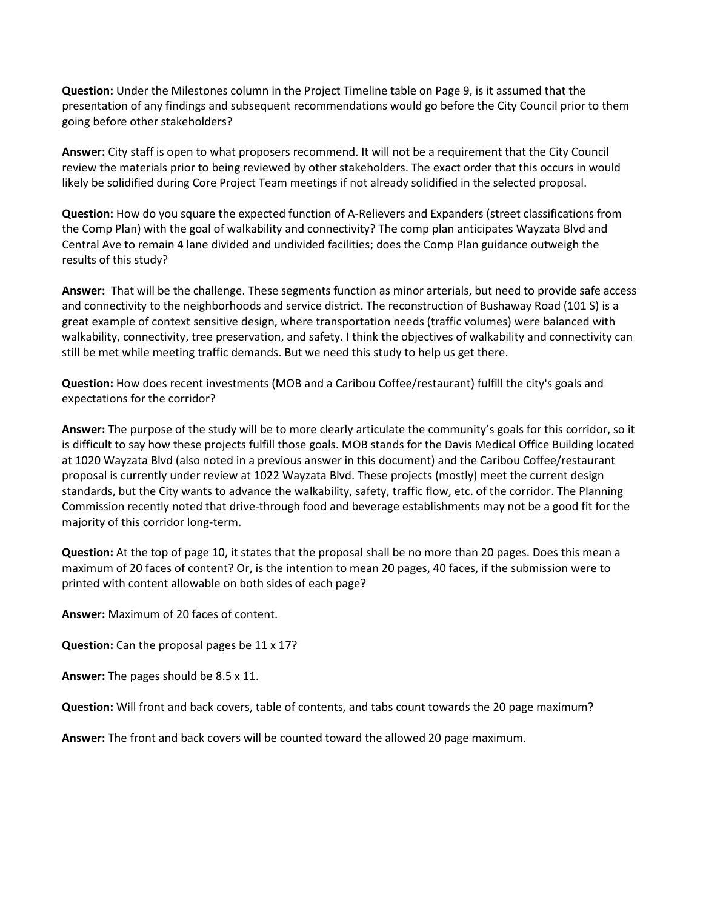**Question:** Under the Milestones column in the Project Timeline table on Page 9, is it assumed that the presentation of any findings and subsequent recommendations would go before the City Council prior to them going before other stakeholders?

**Answer:** City staff is open to what proposers recommend. It will not be a requirement that the City Council review the materials prior to being reviewed by other stakeholders. The exact order that this occurs in would likely be solidified during Core Project Team meetings if not already solidified in the selected proposal.

**Question:** How do you square the expected function of A-Relievers and Expanders (street classifications from the Comp Plan) with the goal of walkability and connectivity? The comp plan anticipates Wayzata Blvd and Central Ave to remain 4 lane divided and undivided facilities; does the Comp Plan guidance outweigh the results of this study?

**Answer:** That will be the challenge. These segments function as minor arterials, but need to provide safe access and connectivity to the neighborhoods and service district. The reconstruction of Bushaway Road (101 S) is a great example of context sensitive design, where transportation needs (traffic volumes) were balanced with walkability, connectivity, tree preservation, and safety. I think the objectives of walkability and connectivity can still be met while meeting traffic demands. But we need this study to help us get there.

**Question:** How does recent investments (MOB and a Caribou Coffee/restaurant) fulfill the city's goals and expectations for the corridor?

**Answer:** The purpose of the study will be to more clearly articulate the community's goals for this corridor, so it is difficult to say how these projects fulfill those goals. MOB stands for the Davis Medical Office Building located at 1020 Wayzata Blvd (also noted in a previous answer in this document) and the Caribou Coffee/restaurant proposal is currently under review at 1022 Wayzata Blvd. These projects (mostly) meet the current design standards, but the City wants to advance the walkability, safety, traffic flow, etc. of the corridor. The Planning Commission recently noted that drive-through food and beverage establishments may not be a good fit for the majority of this corridor long-term.

**Question:** At the top of page 10, it states that the proposal shall be no more than 20 pages. Does this mean a maximum of 20 faces of content? Or, is the intention to mean 20 pages, 40 faces, if the submission were to printed with content allowable on both sides of each page?

**Answer:** Maximum of 20 faces of content.

**Question:** Can the proposal pages be 11 x 17?

**Answer:** The pages should be 8.5 x 11.

**Question:** Will front and back covers, table of contents, and tabs count towards the 20 page maximum?

**Answer:** The front and back covers will be counted toward the allowed 20 page maximum.